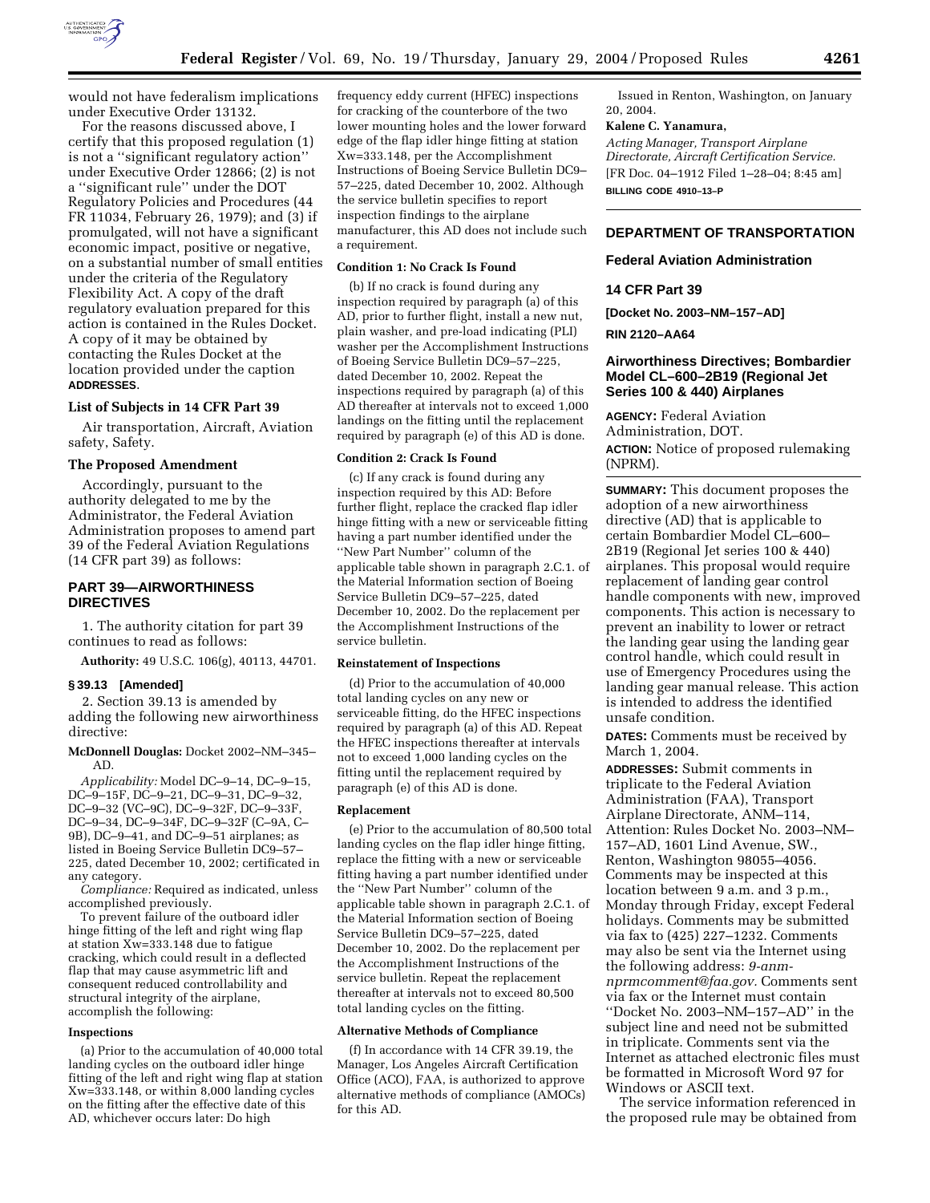would not have federalism implications under Executive Order 13132.

For the reasons discussed above, I certify that this proposed regulation (1) is not a "significant regulatory action" under Executive Order 12866; (2) is not a "significant rule" under the DOT Regulatory Policies and Procedures (44 FR 11034, February 26, 1979); and (3) if promulgated, will not have a significant economic impact, positive or negative, on a substantial number of small entities under the criteria of the Regulatory Flexibility Act. A copy of the draft regulatory evaluation prepared for this action is contained in the Rules Docket. A copy of it may be obtained by contacting the Rules Docket at the location provided under the caption **ADDRESSES**.

### List of Subjects in 14 CFR Part 39

Air transportation, Aircraft, Aviation safety, Safety.

### The Proposed Amendment

Accordingly, pursuant to the authority delegated to me by the Administrator, the Federal Aviation Administration proposes to amend part 39 of the Federal Aviation Regulations (14 CFR part 39) as follows:

## PART 39—AIRWORTHINESS DIRECTIVES

1. The authority citation for part 39 continues to read as follows:

**Authority:** 49 U.S.C. 106(g), 40113, 44701.

### § 39.13 [Amended]

2. Section 39.13 is amended by adding the following new airworthiness directive:

**McDonnell Douglas:** Docket 2002–NM–345–AD.

*Applicability:* Model DC–9–14, DC–9–15, DC–9–15F, DC–9–21, DC–9–31, DC–9–32, DC–9–32 (VC–9C), DC–9–32F, DC–9–33F, DC–9–34, DC–9–34F, DC–9–32F (C–9A, C–9B), DC–9–41, and DC–9–51 airplanes; as listed in Boeing Service Bulletin DC9–57–225, dated December 10, 2002; certificated in any category.

*Compliance:* Required as indicated, unless accomplished previously.

To prevent failure of the outboard idler hinge fitting of the left and right wing flap at station Xw=333.148 due to fatigue cracking, which could result in a deflected flap that may cause asymmetric lift and consequent reduced controllability and structural integrity of the airplane, accomplish the following:

#### Inspections

(a) Prior to the accumulation of 40,000 total landing cycles on the outboard idler hinge fitting of the left and right wing flap at station Xw=333.148, or within 8,000 landing cycles on the fitting after the effective date of this AD, whichever occurs later: Do high frequency eddy current (HFEC) inspections for cracking of the counterbore of the two lower mounting holes and the lower forward edge of the flap idler hinge fitting at station Xw=333.148, per the Accomplishment Instructions of Boeing Service Bulletin DC9–57–225, dated December 10, 2002. Although the service bulletin specifies to report inspection findings to the airplane manufacturer, this AD does not include such a requirement.

#### Condition 1: No Crack Is Found

(b) If no crack is found during any inspection required by paragraph (a) of this AD, prior to further flight, install a new nut, plain washer, and pre-load indicating (PLI) washer per the Accomplishment Instructions of Boeing Service Bulletin DC9–57–225, dated December 10, 2002. Repeat the inspections required by paragraph (a) of this AD thereafter at intervals not to exceed 1,000 landings on the fitting until the replacement required by paragraph (e) of this AD is done.

#### Condition 2: Crack Is Found

(c) If any crack is found during any inspection required by this AD: Before further flight, replace the cracked flap idler hinge fitting with a new or serviceable fitting having a part number identified under the "New Part Number" column of the applicable table shown in paragraph 2.C.1. of the Material Information section of Boeing Service Bulletin DC9–57–225, dated December 10, 2002. Do the replacement per the Accomplishment Instructions of the service bulletin.

#### Reinstatement of Inspections

(d) Prior to the accumulation of 40,000 total landing cycles on any new or serviceable fitting, do the HFEC inspections required by paragraph (a) of this AD. Repeat the HFEC inspections thereafter at intervals not to exceed 1,000 landing cycles on the fitting until the replacement required by paragraph (e) of this AD is done.

#### Replacement

(e) Prior to the accumulation of 80,500 total landing cycles on the flap idler hinge fitting, replace the fitting with a new or serviceable fitting having a part number identified under the "New Part Number" column of the applicable table shown in paragraph 2.C.1. of the Material Information section of Boeing Service Bulletin DC9–57–225, dated December 10, 2002. Do the replacement per the Accomplishment Instructions of the service bulletin. Repeat the replacement thereafter at intervals not to exceed 80,500 total landing cycles on the fitting.

#### Alternative Methods of Compliance

(f) In accordance with 14 CFR 39.19, the Manager, Los Angeles Aircraft Certification Office (ACO), FAA, is authorized to approve alternative methods of compliance (AMOCs) for this AD.

Issued in Renton, Washington, on January 20, 2004.

**Kalene C. Yanamura,**

*Acting Manager, Transport Airplane Directorate, Aircraft Certification Service.*

[FR Doc. 04–1912 Filed 1–28–04; 8:45 am]

**BILLING CODE 4910–13–P**

---

## DEPARTMENT OF TRANSPORTATION

## Federal Aviation Administration

## 14 CFR Part 39

**[Docket No. 2003–NM–157–AD]**

**RIN 2120–AA64**

# Airworthiness Directives; Bombardier Model CL–600–2B19 (Regional Jet Series 100 & 440) Airplanes

**AGENCY:** Federal Aviation Administration, DOT.

**ACTION:** Notice of proposed rulemaking (NPRM).

**SUMMARY:** This document proposes the adoption of a new airworthiness directive (AD) that is applicable to certain Bombardier Model CL–600–2B19 (Regional Jet series 100 & 440) airplanes. This proposal would require replacement of landing gear control handle components with new, improved components. This action is necessary to prevent an inability to lower or retract the landing gear using the landing gear control handle, which could result in use of Emergency Procedures using the landing gear manual release. This action is intended to address the identified unsafe condition.

**DATES:** Comments must be received by March 1, 2004.

**ADDRESSES:** Submit comments in triplicate to the Federal Aviation Administration (FAA), Transport Airplane Directorate, ANM–114, Attention: Rules Docket No. 2003–NM–157–AD, 1601 Lind Avenue, SW., Renton, Washington 98055–4056. Comments may be inspected at this location between 9 a.m. and 3 p.m., Monday through Friday, except Federal holidays. Comments may be submitted via fax to (425) 227–1232. Comments may also be sent via the Internet using the following address: *9-anm-nprmcomment@faa.gov*. Comments sent via fax or the Internet must contain "Docket No. 2003–NM–157–AD" in the subject line and need not be submitted in triplicate. Comments sent via the Internet as attached electronic files must be formatted in Microsoft Word 97 for Windows or ASCII text.

The service information referenced in the proposed rule may be obtained from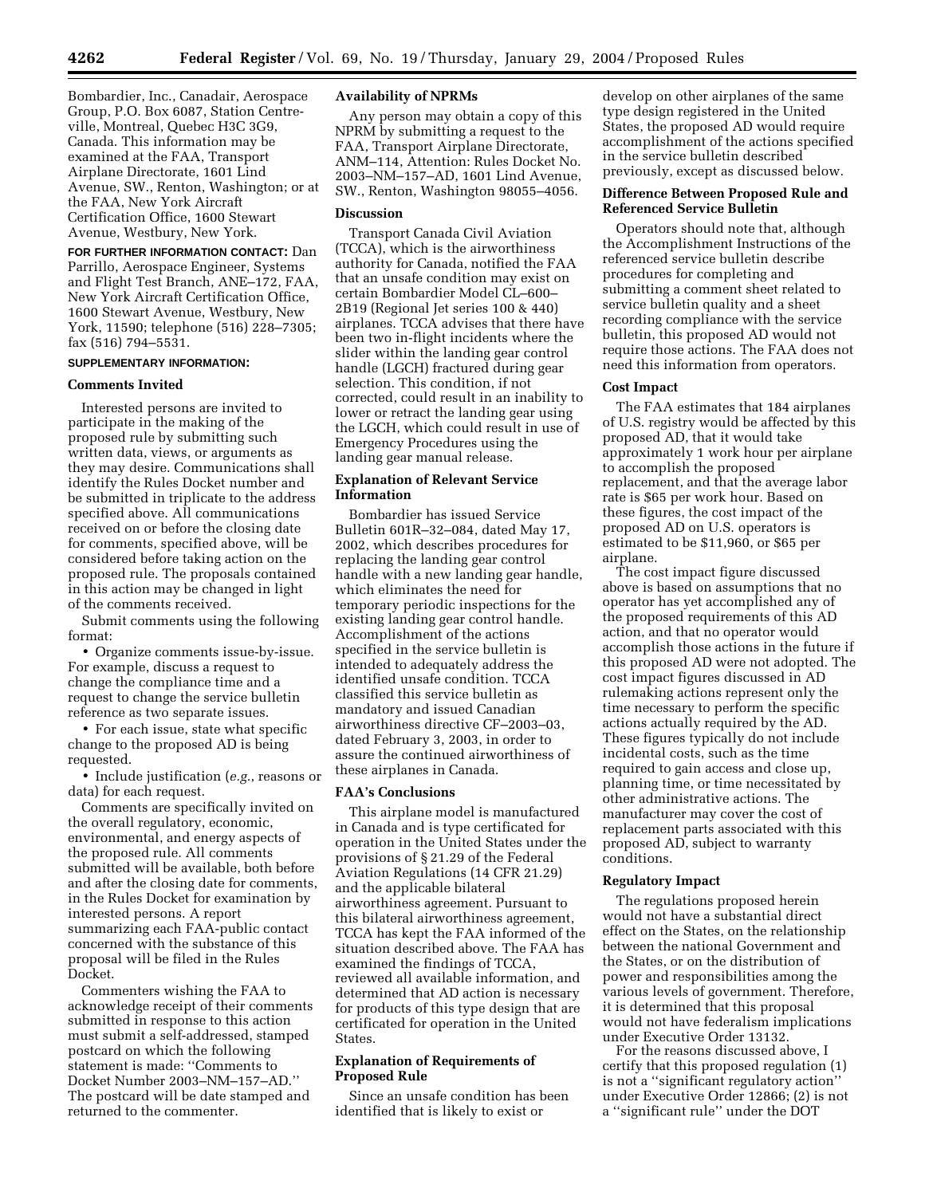Bombardier, Inc., Canadair, Aerospace Group, P.O. Box 6087, Station Centre-ville, Montreal, Quebec H3C 3G9, Canada. This information may be examined at the FAA, Transport Airplane Directorate, 1601 Lind Avenue, SW., Renton, Washington; or at the FAA, New York Aircraft Certification Office, 1600 Stewart Avenue, Westbury, New York.

**FOR FURTHER INFORMATION CONTACT:** Dan Parrillo, Aerospace Engineer, Systems and Flight Test Branch, ANE–172, FAA, New York Aircraft Certification Office, 1600 Stewart Avenue, Westbury, New York, 11590; telephone (516) 228–7305; fax (516) 794–5531.

**SUPPLEMENTARY INFORMATION:**

### Comments Invited

Interested persons are invited to participate in the making of the proposed rule by submitting such written data, views, or arguments as they may desire. Communications shall identify the Rules Docket number and be submitted in triplicate to the address specified above. All communications received on or before the closing date for comments, specified above, will be considered before taking action on the proposed rule. The proposals contained in this action may be changed in light of the comments received.

Submit comments using the following format:

- Organize comments issue-by-issue. For example, discuss a request to change the compliance time and a request to change the service bulletin reference as two separate issues.
- For each issue, state what specific change to the proposed AD is being requested.
- Include justification (*e.g.*, reasons or data) for each request.

Comments are specifically invited on the overall regulatory, economic, environmental, and energy aspects of the proposed rule. All comments submitted will be available, both before and after the closing date for comments, in the Rules Docket for examination by interested persons. A report summarizing each FAA-public contact concerned with the substance of this proposal will be filed in the Rules Docket.

Commenters wishing the FAA to acknowledge receipt of their comments submitted in response to this action must submit a self-addressed, stamped postcard on which the following statement is made: ''Comments to Docket Number 2003–NM–157–AD.'' The postcard will be date stamped and returned to the commenter.

### Availability of NPRMs

Any person may obtain a copy of this NPRM by submitting a request to the FAA, Transport Airplane Directorate, ANM–114, Attention: Rules Docket No. 2003–NM–157–AD, 1601 Lind Avenue, SW., Renton, Washington 98055–4056.

### Discussion

Transport Canada Civil Aviation (TCCA), which is the airworthiness authority for Canada, notified the FAA that an unsafe condition may exist on certain Bombardier Model CL–600–2B19 (Regional Jet series 100 & 440) airplanes. TCCA advises that there have been two in-flight incidents where the slider within the landing gear control handle (LGCH) fractured during gear selection. This condition, if not corrected, could result in an inability to lower or retract the landing gear using the LGCH, which could result in use of Emergency Procedures using the landing gear manual release.

### Explanation of Relevant Service Information

Bombardier has issued Service Bulletin 601R–32–084, dated May 17, 2002, which describes procedures for replacing the landing gear control handle with a new landing gear handle, which eliminates the need for temporary periodic inspections for the existing landing gear control handle. Accomplishment of the actions specified in the service bulletin is intended to adequately address the identified unsafe condition. TCCA classified this service bulletin as mandatory and issued Canadian airworthiness directive CF–2003–03, dated February 3, 2003, in order to assure the continued airworthiness of these airplanes in Canada.

### FAA's Conclusions

This airplane model is manufactured in Canada and is type certificated for operation in the United States under the provisions of § 21.29 of the Federal Aviation Regulations (14 CFR 21.29) and the applicable bilateral airworthiness agreement. Pursuant to this bilateral airworthiness agreement, TCCA has kept the FAA informed of the situation described above. The FAA has examined the findings of TCCA, reviewed all available information, and determined that AD action is necessary for products of this type design that are certificated for operation in the United States.

### Explanation of Requirements of Proposed Rule

Since an unsafe condition has been identified that is likely to exist or develop on other airplanes of the same type design registered in the United States, the proposed AD would require accomplishment of the actions specified in the service bulletin described previously, except as discussed below.

### Difference Between Proposed Rule and Referenced Service Bulletin

Operators should note that, although the Accomplishment Instructions of the referenced service bulletin describe procedures for completing and submitting a comment sheet related to service bulletin quality and a sheet recording compliance with the service bulletin, this proposed AD would not require those actions. The FAA does not need this information from operators.

### Cost Impact

The FAA estimates that 184 airplanes of U.S. registry would be affected by this proposed AD, that it would take approximately 1 work hour per airplane to accomplish the proposed replacement, and that the average labor rate is $65 per work hour. Based on these figures, the cost impact of the proposed AD on U.S. operators is estimated to be $11,960, or $65 per airplane.

The cost impact figure discussed above is based on assumptions that no operator has yet accomplished any of the proposed requirements of this AD action, and that no operator would accomplish those actions in the future if this proposed AD were not adopted. The cost impact figures discussed in AD rulemaking actions represent only the time necessary to perform the specific actions actually required by the AD. These figures typically do not include incidental costs, such as the time required to gain access and close up, planning time, or time necessitated by other administrative actions. The manufacturer may cover the cost of replacement parts associated with this proposed AD, subject to warranty conditions.

### Regulatory Impact

The regulations proposed herein would not have a substantial direct effect on the States, on the relationship between the national Government and the States, or on the distribution of power and responsibilities among the various levels of government. Therefore, it is determined that this proposal would not have federalism implications under Executive Order 13132.

For the reasons discussed above, I certify that this proposed regulation (1) is not a ''significant regulatory action'' under Executive Order 12866; (2) is not a ''significant rule'' under the DOT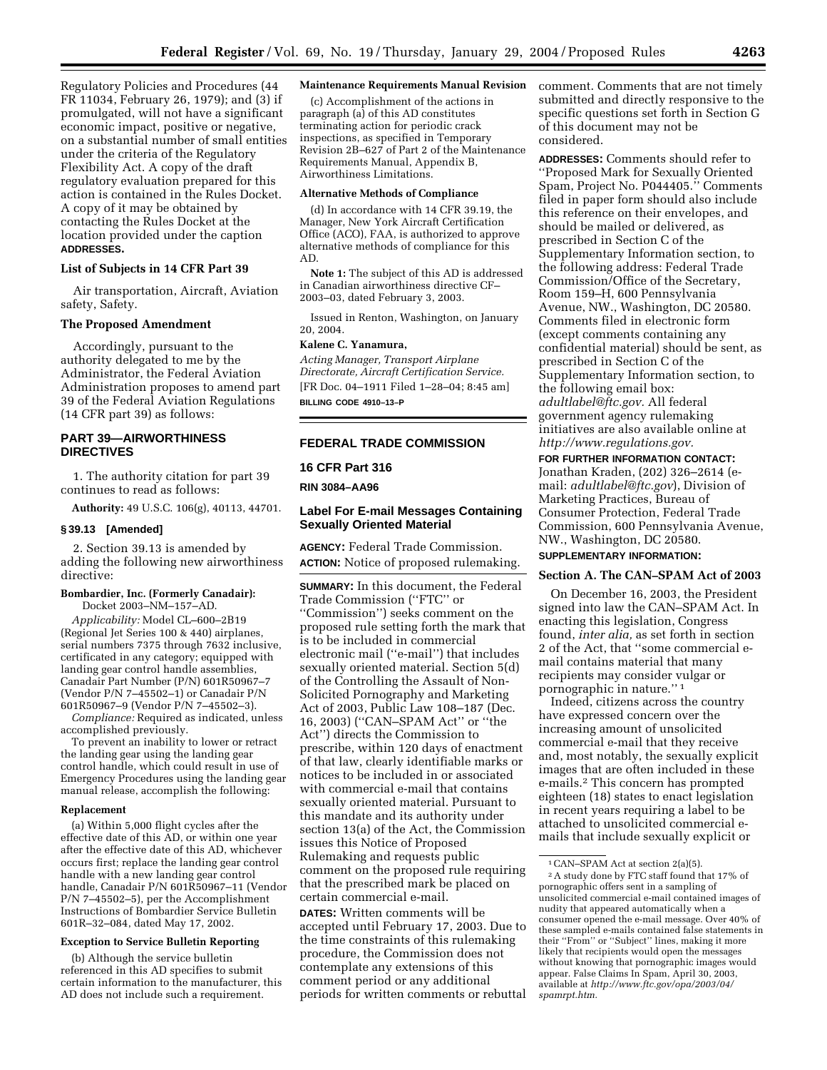Regulatory Policies and Procedures (44 FR 11034, February 26, 1979); and (3) if promulgated, will not have a significant economic impact, positive or negative, on a substantial number of small entities under the criteria of the Regulatory Flexibility Act. A copy of the draft regulatory evaluation prepared for this action is contained in the Rules Docket. A copy of it may be obtained by contacting the Rules Docket at the location provided under the caption **ADDRESSES.**

### List of Subjects in 14 CFR Part 39

Air transportation, Aircraft, Aviation safety, Safety.

### The Proposed Amendment

Accordingly, pursuant to the authority delegated to me by the Administrator, the Federal Aviation Administration proposes to amend part 39 of the Federal Aviation Regulations (14 CFR part 39) as follows:

## PART 39—AIRWORTHINESS DIRECTIVES

1. The authority citation for part 39 continues to read as follows:

**Authority:** 49 U.S.C. 106(g), 40113, 44701.

### § 39.13 [Amended]

2. Section 39.13 is amended by adding the following new airworthiness directive:

**Bombardier, Inc. (Formerly Canadair):** Docket 2003–NM–157–AD.

*Applicability:* Model CL–600–2B19 (Regional Jet Series 100 & 440) airplanes, serial numbers 7375 through 7632 inclusive, certificated in any category; equipped with landing gear control handle assemblies, Canadair Part Number (P/N) 601R50967–7 (Vendor P/N 7–45502–1) or Canadair P/N 601R50967–9 (Vendor P/N 7–45502–3).

*Compliance:* Required as indicated, unless accomplished previously.

To prevent an inability to lower or retract the landing gear using the landing gear control handle, which could result in use of Emergency Procedures using the landing gear manual release, accomplish the following:

#### Replacement

(a) Within 5,000 flight cycles after the effective date of this AD, or within one year after the effective date of this AD, whichever occurs first; replace the landing gear control handle with a new landing gear control handle, Canadair P/N 601R50967–11 (Vendor P/N 7–45502–5), per the Accomplishment Instructions of Bombardier Service Bulletin 601R–32–084, dated May 17, 2002.

#### Exception to Service Bulletin Reporting

(b) Although the service bulletin referenced in this AD specifies to submit certain information to the manufacturer, this AD does not include such a requirement.

#### Maintenance Requirements Manual Revision

(c) Accomplishment of the actions in paragraph (a) of this AD constitutes terminating action for periodic crack inspections, as specified in Temporary Revision 2B–627 of Part 2 of the Maintenance Requirements Manual, Appendix B, Airworthiness Limitations.

#### Alternative Methods of Compliance

(d) In accordance with 14 CFR 39.19, the Manager, New York Aircraft Certification Office (ACO), FAA, is authorized to approve alternative methods of compliance for this AD.

**Note 1:** The subject of this AD is addressed in Canadian airworthiness directive CF–2003–03, dated February 3, 2003.

Issued in Renton, Washington, on January 20, 2004.

**Kalene C. Yanamura,**

*Acting Manager, Transport Airplane Directorate, Aircraft Certification Service.*

[FR Doc. 04–1911 Filed 1–28–04; 8:45 am]

**BILLING CODE 4910–13–P**

## FEDERAL TRADE COMMISSION

## 16 CFR Part 316

**RIN 3084–AA96**

## Label For E-mail Messages Containing Sexually Oriented Material

**AGENCY:** Federal Trade Commission.

**ACTION:** Notice of proposed rulemaking.

**SUMMARY:** In this document, the Federal Trade Commission (''FTC'' or ''Commission'') seeks comment on the proposed rule setting forth the mark that is to be included in commercial electronic mail (''e-mail'') that includes sexually oriented material. Section 5(d) of the Controlling the Assault of Non-Solicited Pornography and Marketing Act of 2003, Public Law 108–187 (Dec. 16, 2003) (''CAN–SPAM Act'' or ''the Act'') directs the Commission to prescribe, within 120 days of enactment of that law, clearly identifiable marks or notices to be included in or associated with commercial e-mail that contains sexually oriented material. Pursuant to this mandate and its authority under section 13(a) of the Act, the Commission issues this Notice of Proposed Rulemaking and requests public comment on the proposed rule requiring that the prescribed mark be placed on certain commercial e-mail.

**DATES:** Written comments will be accepted until February 17, 2003. Due to the time constraints of this rulemaking procedure, the Commission does not contemplate any extensions of this comment period or any additional periods for written comments or rebuttal comment. Comments that are not timely submitted and directly responsive to the specific questions set forth in Section G of this document may not be considered.

**ADDRESSES:** Comments should refer to ''Proposed Mark for Sexually Oriented Spam, Project No. P044405.'' Comments filed in paper form should also include this reference on their envelopes, and should be mailed or delivered, as prescribed in Section C of the Supplementary Information section, to the following address: Federal Trade Commission/Office of the Secretary, Room 159–H, 600 Pennsylvania Avenue, NW., Washington, DC 20580. Comments filed in electronic form (except comments containing any confidential material) should be sent, as prescribed in Section C of the Supplementary Information section, to the following email box: *adultlabel@ftc.gov.* All federal government agency rulemaking initiatives are also available online at *http://www.regulations.gov.*

**FOR FURTHER INFORMATION CONTACT:** Jonathan Kraden, (202) 326–2614 (e-mail: *adultlabel@ftc.gov*), Division of Marketing Practices, Bureau of Consumer Protection, Federal Trade Commission, 600 Pennsylvania Avenue, NW., Washington, DC 20580.

**SUPPLEMENTARY INFORMATION:**

### Section A. The CAN–SPAM Act of 2003

On December 16, 2003, the President signed into law the CAN–SPAM Act. In enacting this legislation, Congress found, *inter alia,* as set forth in section 2 of the Act, that ''some commercial e-mail contains material that many recipients may consider vulgar or pornographic in nature.'' [1]

Indeed, citizens across the country have expressed concern over the increasing amount of unsolicited commercial e-mail that they receive and, most notably, the sexually explicit images that are often included in these e-mails.[2] This concern has prompted eighteen (18) states to enact legislation in recent years requiring a label to be attached to unsolicited commercial e-mails that include sexually explicit or

[1] CAN–SPAM Act at section 2(a)(5).

[2] A study done by FTC staff found that 17% of pornographic offers sent in a sampling of unsolicited commercial e-mail contained images of nudity that appeared automatically when a consumer opened the e-mail message. Over 40% of these sampled e-mails contained false statements in their ''From'' or ''Subject'' lines, making it more likely that recipients would open the messages without knowing that pornographic images would appear. False Claims In Spam, April 30, 2003, available at *http://www.ftc.gov/opa/2003/04/spamrpt.htm.*